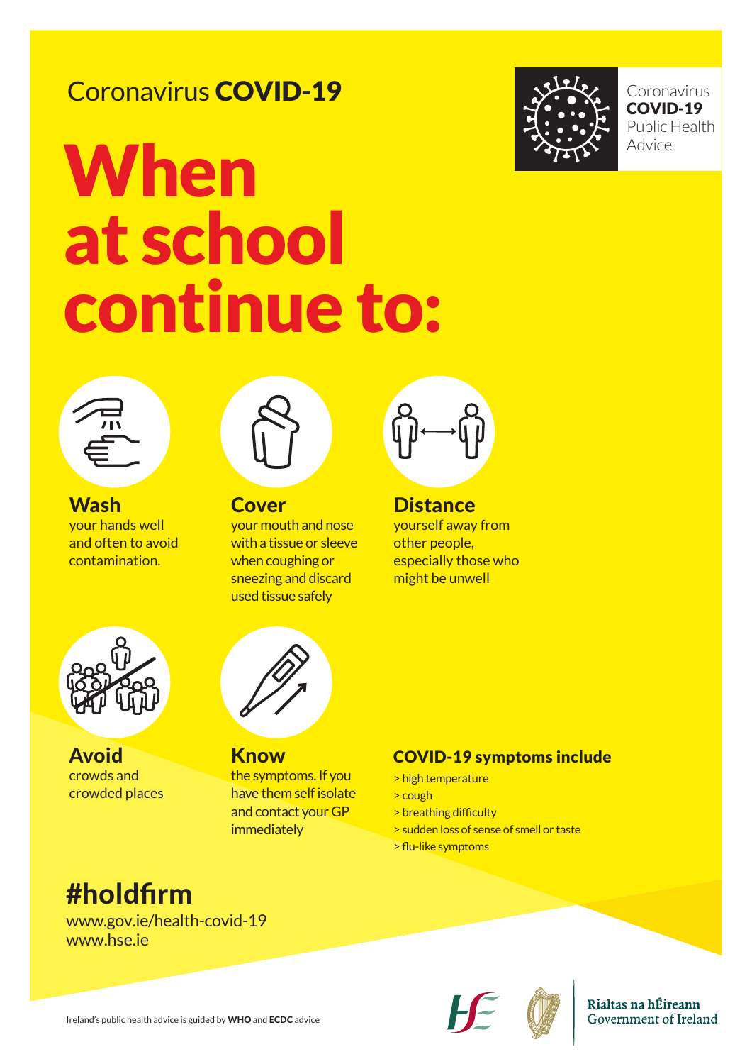Coronavirus **COVID-19**

Coronavirus
**COVID-19**
Public Health
Advice

# When at school continue to:

**Wash**
your hands well and often to avoid contamination.

**Cover**
your mouth and nose with a tissue or sleeve when coughing or sneezing and discard used tissue safely

**Distance**
yourself away from other people, especially those who might be unwell

**Avoid**
crowds and crowded places

**Know**
the symptoms. If you have them self isolate and contact your GP immediately

**COVID-19 symptoms include**

- high temperature
- cough
- breathing difficulty
- sudden loss of sense of smell or taste
- flu-like symptoms

## #holdfirm

www.gov.ie/health-covid-19
www.hse.ie

Ireland's public health advice is guided by **WHO** and **ECDC** advice

Rialtas na hÉireann
Government of Ireland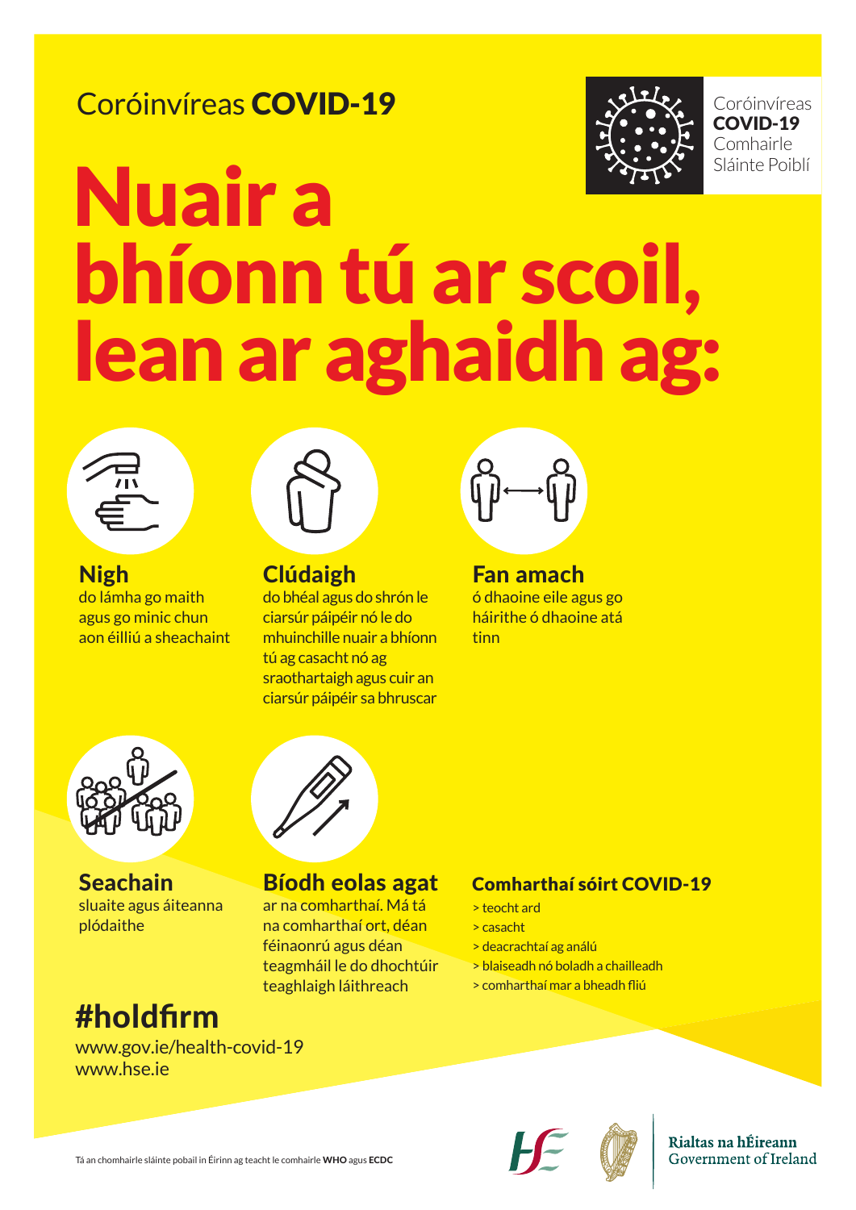Coróinvíreas **COVID-19**

Coróinvíreas **COVID-19** Comhairle Sláinte Poiblí

# Nuair a bhíonn tú ar scoil, lean ar aghaidh ag:

**Nigh**
do lámha go maith agus go minic chun aon éilliú a sheachaint

**Clúdaigh**
do bhéal agus do shrón le ciarsúr páipéir nó le do mhuinchille nuair a bhíonn tú ag casacht nó ag sraothartaigh agus cuir an ciarsúr páipéir sa bhruscar

**Fan amach**
ó dhaoine eile agus go háirithe ó dhaoine atá tinn

**Seachain**
sluaite agus áiteanna plódaithe

**Bíodh eolas agat**
ar na comharthaí. Má tá na comharthaí ort, déan féinaonrú agus déan teagmháil le do dhochtúir teaghlaigh láithreach

**Comharthaí sóirt COVID-19**

> teocht ard
> casacht
> deacrachtaí ag análú
> blaiseadh nó boladh a chailleadh
> comharthaí mar a bheadh fliú

## #holdfirm

www.gov.ie/health-covid-19
www.hse.ie

Tá an chomhairle sláinte pobail in Éirinn ag teacht le comhairle **WHO** agus **ECDC**

Rialtas na hÉireann
Government of Ireland